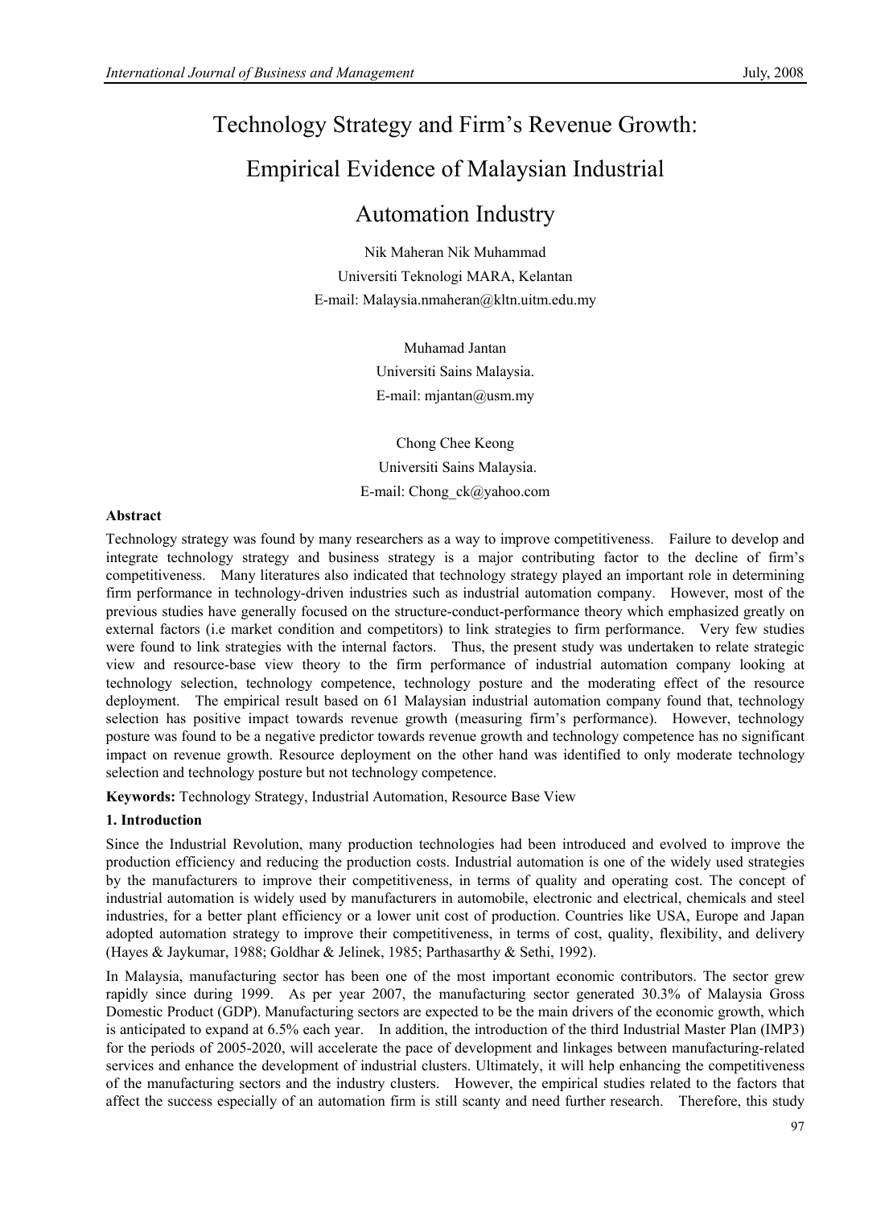# Technology Strategy and Firm's Revenue Growth: Empirical Evidence of Malaysian Industrial Automation Industry

Nik Maheran Nik Muhammad

Universiti Teknologi MARA, Kelantan

E-mail: Malaysia.nmaheran@kltn.uitm.edu.my

Muhamad Jantan

Universiti Sains Malaysia.

E-mail: mjantan@usm.my

Chong Chee Keong

Universiti Sains Malaysia.

E-mail: Chong_ck@yahoo.com

**Abstract**

Technology strategy was found by many researchers as a way to improve competitiveness. Failure to develop and integrate technology strategy and business strategy is a major contributing factor to the decline of firm's competitiveness. Many literatures also indicated that technology strategy played an important role in determining firm performance in technology-driven industries such as industrial automation company. However, most of the previous studies have generally focused on the structure-conduct-performance theory which emphasized greatly on external factors (i.e market condition and competitors) to link strategies to firm performance. Very few studies were found to link strategies with the internal factors. Thus, the present study was undertaken to relate strategic view and resource-base view theory to the firm performance of industrial automation company looking at technology selection, technology competence, technology posture and the moderating effect of the resource deployment. The empirical result based on 61 Malaysian industrial automation company found that, technology selection has positive impact towards revenue growth (measuring firm's performance). However, technology posture was found to be a negative predictor towards revenue growth and technology competence has no significant impact on revenue growth. Resource deployment on the other hand was identified to only moderate technology selection and technology posture but not technology competence.

**Keywords:** Technology Strategy, Industrial Automation, Resource Base View

## 1. Introduction

Since the Industrial Revolution, many production technologies had been introduced and evolved to improve the production efficiency and reducing the production costs. Industrial automation is one of the widely used strategies by the manufacturers to improve their competitiveness, in terms of quality and operating cost. The concept of industrial automation is widely used by manufacturers in automobile, electronic and electrical, chemicals and steel industries, for a better plant efficiency or a lower unit cost of production. Countries like USA, Europe and Japan adopted automation strategy to improve their competitiveness, in terms of cost, quality, flexibility, and delivery (Hayes & Jaykumar, 1988; Goldhar & Jelinek, 1985; Parthasarthy & Sethi, 1992).

In Malaysia, manufacturing sector has been one of the most important economic contributors. The sector grew rapidly since during 1999. As per year 2007, the manufacturing sector generated 30.3% of Malaysia Gross Domestic Product (GDP). Manufacturing sectors are expected to be the main drivers of the economic growth, which is anticipated to expand at 6.5% each year. In addition, the introduction of the third Industrial Master Plan (IMP3) for the periods of 2005-2020, will accelerate the pace of development and linkages between manufacturing-related services and enhance the development of industrial clusters. Ultimately, it will help enhancing the competitiveness of the manufacturing sectors and the industry clusters. However, the empirical studies related to the factors that affect the success especially of an automation firm is still scanty and need further research. Therefore, this study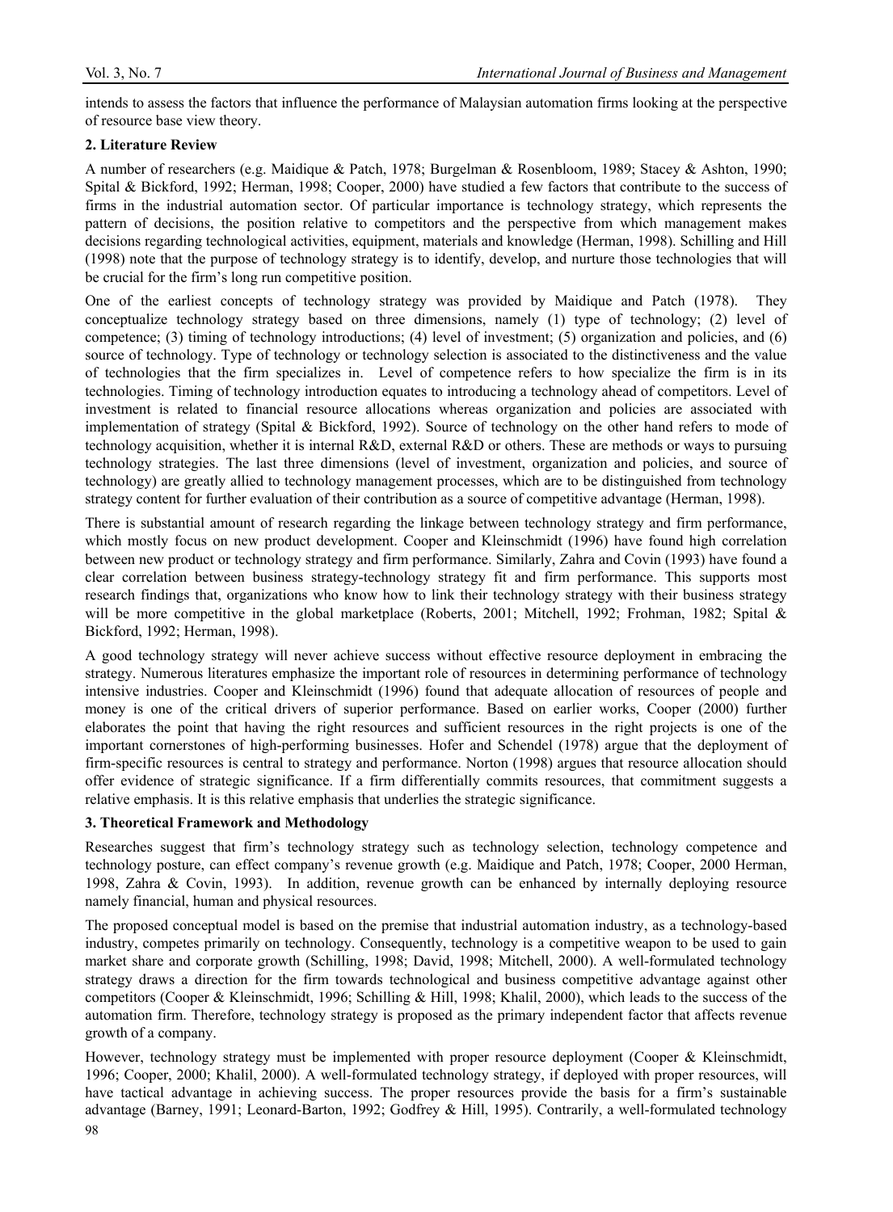intends to assess the factors that influence the performance of Malaysian automation firms looking at the perspective of resource base view theory.

## 2. Literature Review

A number of researchers (e.g. Maidique & Patch, 1978; Burgelman & Rosenbloom, 1989; Stacey & Ashton, 1990; Spital & Bickford, 1992; Herman, 1998; Cooper, 2000) have studied a few factors that contribute to the success of firms in the industrial automation sector. Of particular importance is technology strategy, which represents the pattern of decisions, the position relative to competitors and the perspective from which management makes decisions regarding technological activities, equipment, materials and knowledge (Herman, 1998). Schilling and Hill (1998) note that the purpose of technology strategy is to identify, develop, and nurture those technologies that will be crucial for the firm's long run competitive position.

One of the earliest concepts of technology strategy was provided by Maidique and Patch (1978). They conceptualize technology strategy based on three dimensions, namely (1) type of technology; (2) level of competence; (3) timing of technology introductions; (4) level of investment; (5) organization and policies, and (6) source of technology. Type of technology or technology selection is associated to the distinctiveness and the value of technologies that the firm specializes in. Level of competence refers to how specialize the firm is in its technologies. Timing of technology introduction equates to introducing a technology ahead of competitors. Level of investment is related to financial resource allocations whereas organization and policies are associated with implementation of strategy (Spital & Bickford, 1992). Source of technology on the other hand refers to mode of technology acquisition, whether it is internal R&D, external R&D or others. These are methods or ways to pursuing technology strategies. The last three dimensions (level of investment, organization and policies, and source of technology) are greatly allied to technology management processes, which are to be distinguished from technology strategy content for further evaluation of their contribution as a source of competitive advantage (Herman, 1998).

There is substantial amount of research regarding the linkage between technology strategy and firm performance, which mostly focus on new product development. Cooper and Kleinschmidt (1996) have found high correlation between new product or technology strategy and firm performance. Similarly, Zahra and Covin (1993) have found a clear correlation between business strategy-technology strategy fit and firm performance. This supports most research findings that, organizations who know how to link their technology strategy with their business strategy will be more competitive in the global marketplace (Roberts, 2001; Mitchell, 1992; Frohman, 1982; Spital & Bickford, 1992; Herman, 1998).

A good technology strategy will never achieve success without effective resource deployment in embracing the strategy. Numerous literatures emphasize the important role of resources in determining performance of technology intensive industries. Cooper and Kleinschmidt (1996) found that adequate allocation of resources of people and money is one of the critical drivers of superior performance. Based on earlier works, Cooper (2000) further elaborates the point that having the right resources and sufficient resources in the right projects is one of the important cornerstones of high-performing businesses. Hofer and Schendel (1978) argue that the deployment of firm-specific resources is central to strategy and performance. Norton (1998) argues that resource allocation should offer evidence of strategic significance. If a firm differentially commits resources, that commitment suggests a relative emphasis. It is this relative emphasis that underlies the strategic significance.

## 3. Theoretical Framework and Methodology

Researches suggest that firm's technology strategy such as technology selection, technology competence and technology posture, can effect company's revenue growth (e.g. Maidique and Patch, 1978; Cooper, 2000 Herman, 1998, Zahra & Covin, 1993). In addition, revenue growth can be enhanced by internally deploying resource namely financial, human and physical resources.

The proposed conceptual model is based on the premise that industrial automation industry, as a technology-based industry, competes primarily on technology. Consequently, technology is a competitive weapon to be used to gain market share and corporate growth (Schilling, 1998; David, 1998; Mitchell, 2000). A well-formulated technology strategy draws a direction for the firm towards technological and business competitive advantage against other competitors (Cooper & Kleinschmidt, 1996; Schilling & Hill, 1998; Khalil, 2000), which leads to the success of the automation firm. Therefore, technology strategy is proposed as the primary independent factor that affects revenue growth of a company.

However, technology strategy must be implemented with proper resource deployment (Cooper & Kleinschmidt, 1996; Cooper, 2000; Khalil, 2000). A well-formulated technology strategy, if deployed with proper resources, will have tactical advantage in achieving success. The proper resources provide the basis for a firm's sustainable advantage (Barney, 1991; Leonard-Barton, 1992; Godfrey & Hill, 1995). Contrarily, a well-formulated technology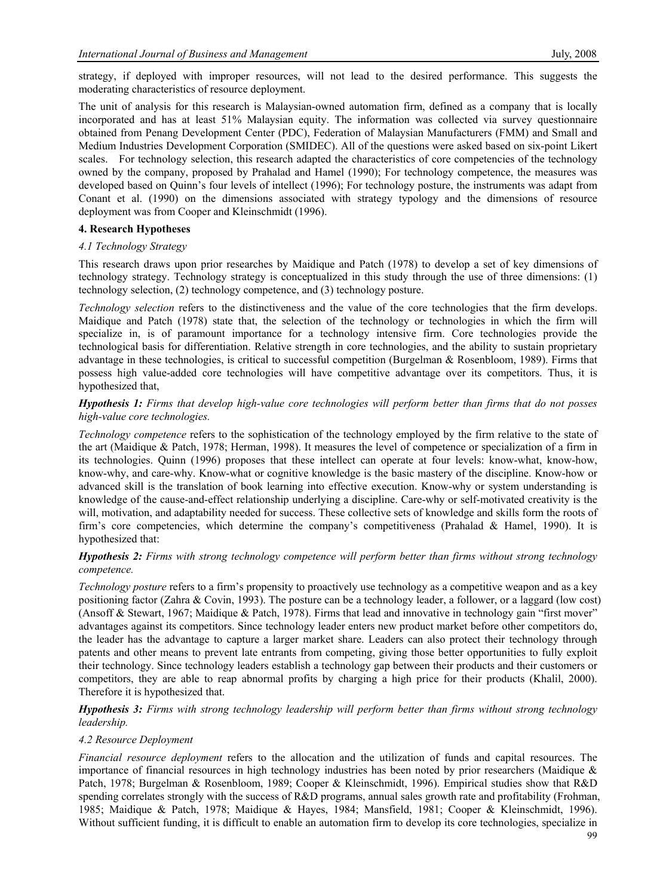strategy, if deployed with improper resources, will not lead to the desired performance. This suggests the moderating characteristics of resource deployment.

The unit of analysis for this research is Malaysian-owned automation firm, defined as a company that is locally incorporated and has at least 51% Malaysian equity. The information was collected via survey questionnaire obtained from Penang Development Center (PDC), Federation of Malaysian Manufacturers (FMM) and Small and Medium Industries Development Corporation (SMIDEC). All of the questions were asked based on six-point Likert scales. For technology selection, this research adapted the characteristics of core competencies of the technology owned by the company, proposed by Prahalad and Hamel (1990); For technology competence, the measures was developed based on Quinn's four levels of intellect (1996); For technology posture, the instruments was adapt from Conant et al. (1990) on the dimensions associated with strategy typology and the dimensions of resource deployment was from Cooper and Kleinschmidt (1996).

## 4. Research Hypotheses

### 4.1 Technology Strategy

This research draws upon prior researches by Maidique and Patch (1978) to develop a set of key dimensions of technology strategy. Technology strategy is conceptualized in this study through the use of three dimensions: (1) technology selection, (2) technology competence, and (3) technology posture.

*Technology selection* refers to the distinctiveness and the value of the core technologies that the firm develops. Maidique and Patch (1978) state that, the selection of the technology or technologies in which the firm will specialize in, is of paramount importance for a technology intensive firm. Core technologies provide the technological basis for differentiation. Relative strength in core technologies, and the ability to sustain proprietary advantage in these technologies, is critical to successful competition (Burgelman & Rosenbloom, 1989). Firms that possess high value-added core technologies will have competitive advantage over its competitors. Thus, it is hypothesized that,

***Hypothesis 1:*** *Firms that develop high-value core technologies will perform better than firms that do not posses high-value core technologies.*

*Technology competence* refers to the sophistication of the technology employed by the firm relative to the state of the art (Maidique & Patch, 1978; Herman, 1998). It measures the level of competence or specialization of a firm in its technologies. Quinn (1996) proposes that these intellect can operate at four levels: know-what, know-how, know-why, and care-why. Know-what or cognitive knowledge is the basic mastery of the discipline. Know-how or advanced skill is the translation of book learning into effective execution. Know-why or system understanding is knowledge of the cause-and-effect relationship underlying a discipline. Care-why or self-motivated creativity is the will, motivation, and adaptability needed for success. These collective sets of knowledge and skills form the roots of firm's core competencies, which determine the company's competitiveness (Prahalad & Hamel, 1990). It is hypothesized that:

***Hypothesis 2:*** *Firms with strong technology competence will perform better than firms without strong technology competence.*

*Technology posture* refers to a firm's propensity to proactively use technology as a competitive weapon and as a key positioning factor (Zahra & Covin, 1993). The posture can be a technology leader, a follower, or a laggard (low cost) (Ansoff & Stewart, 1967; Maidique & Patch, 1978). Firms that lead and innovative in technology gain "first mover" advantages against its competitors. Since technology leader enters new product market before other competitors do, the leader has the advantage to capture a larger market share. Leaders can also protect their technology through patents and other means to prevent late entrants from competing, giving those better opportunities to fully exploit their technology. Since technology leaders establish a technology gap between their products and their customers or competitors, they are able to reap abnormal profits by charging a high price for their products (Khalil, 2000). Therefore it is hypothesized that.

***Hypothesis 3:*** *Firms with strong technology leadership will perform better than firms without strong technology leadership.*

### 4.2 Resource Deployment

*Financial resource deployment* refers to the allocation and the utilization of funds and capital resources. The importance of financial resources in high technology industries has been noted by prior researchers (Maidique & Patch, 1978; Burgelman & Rosenbloom, 1989; Cooper & Kleinschmidt, 1996). Empirical studies show that R&D spending correlates strongly with the success of R&D programs, annual sales growth rate and profitability (Frohman, 1985; Maidique & Patch, 1978; Maidique & Hayes, 1984; Mansfield, 1981; Cooper & Kleinschmidt, 1996). Without sufficient funding, it is difficult to enable an automation firm to develop its core technologies, specialize in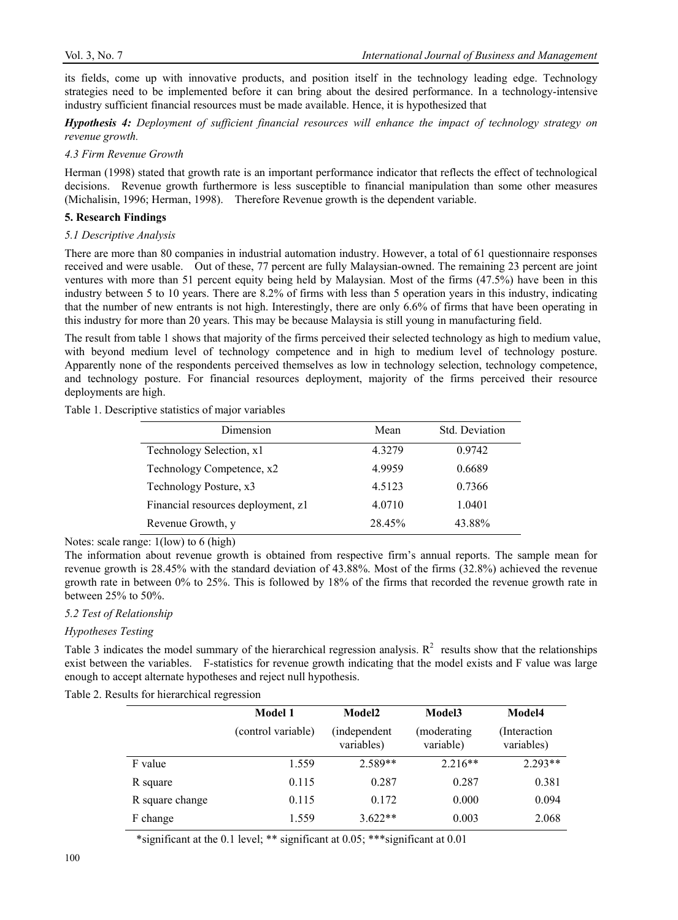its fields, come up with innovative products, and position itself in the technology leading edge. Technology strategies need to be implemented before it can bring about the desired performance. In a technology-intensive industry sufficient financial resources must be made available. Hence, it is hypothesized that

***Hypothesis 4:*** *Deployment of sufficient financial resources will enhance the impact of technology strategy on revenue growth.*

### *4.3 Firm Revenue Growth*

Herman (1998) stated that growth rate is an important performance indicator that reflects the effect of technological decisions. Revenue growth furthermore is less susceptible to financial manipulation than some other measures (Michalisin, 1996; Herman, 1998). Therefore Revenue growth is the dependent variable.

## **5. Research Findings**

### *5.1 Descriptive Analysis*

There are more than 80 companies in industrial automation industry. However, a total of 61 questionnaire responses received and were usable. Out of these, 77 percent are fully Malaysian-owned. The remaining 23 percent are joint ventures with more than 51 percent equity being held by Malaysian. Most of the firms (47.5%) have been in this industry between 5 to 10 years. There are 8.2% of firms with less than 5 operation years in this industry, indicating that the number of new entrants is not high. Interestingly, there are only 6.6% of firms that have been operating in this industry for more than 20 years. This may be because Malaysia is still young in manufacturing field.

The result from table 1 shows that majority of the firms perceived their selected technology as high to medium value, with beyond medium level of technology competence and in high to medium level of technology posture. Apparently none of the respondents perceived themselves as low in technology selection, technology competence, and technology posture. For financial resources deployment, majority of the firms perceived their resource deployments are high.

Table 1. Descriptive statistics of major variables

| Dimension | Mean | Std. Deviation |
|---|---|---|
| Technology Selection, $x1$ | 4.3279 | 0.9742 |
| Technology Competence, $x2$ | 4.9959 | 0.6689 |
| Technology Posture, $x3$ | 4.5123 | 0.7366 |
| Financial resources deployment, $z1$ | 4.0710 | 1.0401 |
| Revenue Growth, $y$ | 28.45% | 43.88% |

Notes: scale range: 1(low) to 6 (high)

The information about revenue growth is obtained from respective firm's annual reports. The sample mean for revenue growth is 28.45% with the standard deviation of 43.88%. Most of the firms (32.8%) achieved the revenue growth rate in between 0% to 25%. This is followed by 18% of the firms that recorded the revenue growth rate in between 25% to 50%.

### *5.2 Test of Relationship*

*Hypotheses Testing*

Table 3 indicates the model summary of the hierarchical regression analysis. $R^2$ results show that the relationships exist between the variables. F-statistics for revenue growth indicating that the model exists and F value was large enough to accept alternate hypotheses and reject null hypothesis.

Table 2. Results for hierarchical regression

| | **Model 1** | **Model2** | **Model3** | **Model4** |
|---|---|---|---|---|
| | (control variable) | (independent variables) | (moderating variable) | (Interaction variables) |
| F value | 1.559 | 2.589** | 2.216** | 2.293** |
| R square | 0.115 | 0.287 | 0.287 | 0.381 |
| R square change | 0.115 | 0.172 | 0.000 | 0.094 |
| F change | 1.559 | 3.622** | 0.003 | 2.068 |

*significant at the 0.1 level; ** significant at 0.05; ***significant at 0.01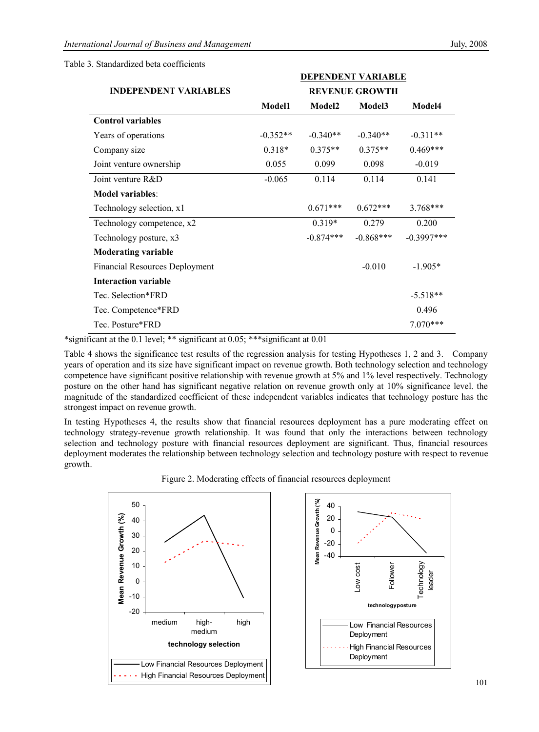Table 3. Standardized beta coefficients

| INDEPENDENT VARIABLES | DEPENDENT VARIABLE REVENUE GROWTH | | | |
|---|---|---|---|---|
| | Model1 | Model2 | Model3 | Model4 |
| **Control variables** | | | | |
| Years of operations | -0.352** | -0.340** | -0.340** | -0.311** |
| Company size | 0.318* | 0.375** | 0.375** | 0.469*** |
| Joint venture ownership | 0.055 | 0.099 | 0.098 | -0.019 |
| Joint venture R&D | -0.065 | 0.114 | 0.114 | 0.141 |
| **Model variables**: | | | | |
| Technology selection, x1 | | 0.671*** | 0.672*** | 3.768*** |
| Technology competence, x2 | | 0.319* | 0.279 | 0.200 |
| Technology posture, x3 | | -0.874*** | -0.868*** | -0.3997*** |
| **Moderating variable** | | | | |
| Financial Resources Deployment | | | -0.010 | -1.905* |
| **Interaction variable** | | | | |
| Tec. Selection*FRD | | | | -5.518** |
| Tec. Competence*FRD | | | | 0.496 |
| Tec. Posture*FRD | | | | 7.070*** |

*significant at the 0.1 level; ** significant at 0.05; ***significant at 0.01

Table 4 shows the significance test results of the regression analysis for testing Hypotheses 1, 2 and 3. Company years of operation and its size have significant impact on revenue growth. Both technology selection and technology competence have significant positive relationship with revenue growth at 5% and 1% level respectively. Technology posture on the other hand has significant negative relation on revenue growth only at 10% significance level. the magnitude of the standardized coefficient of these independent variables indicates that technology posture has the strongest impact on revenue growth.

In testing Hypotheses 4, the results show that financial resources deployment has a pure moderating effect on technology strategy-revenue growth relationship. It was found that only the interactions between technology selection and technology posture with financial resources deployment are significant. Thus, financial resources deployment moderates the relationship between technology selection and technology posture with respect to revenue growth.

Figure 2. Moderating effects of financial resources deployment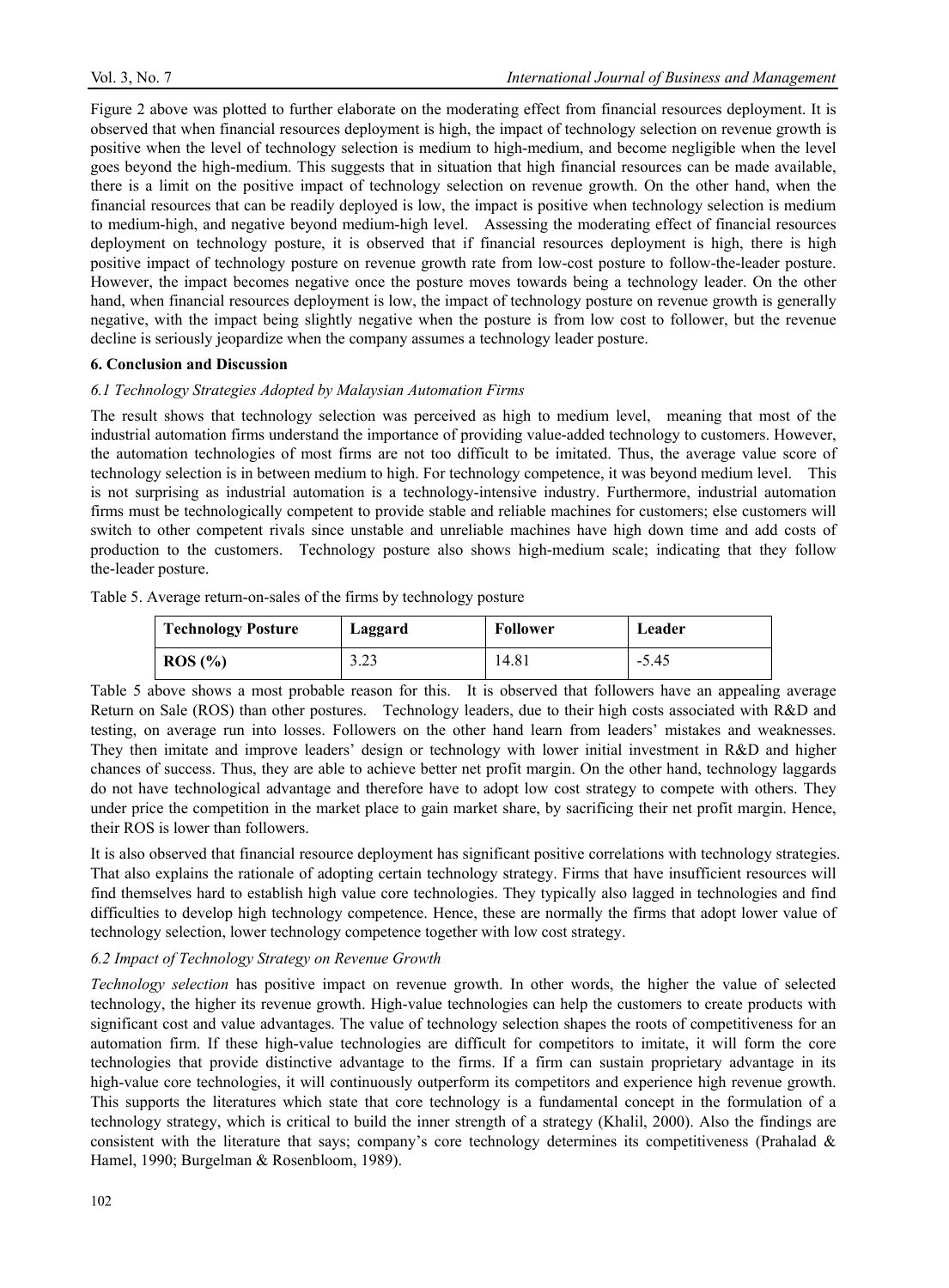Figure 2 above was plotted to further elaborate on the moderating effect from financial resources deployment. It is observed that when financial resources deployment is high, the impact of technology selection on revenue growth is positive when the level of technology selection is medium to high-medium, and become negligible when the level goes beyond the high-medium. This suggests that in situation that high financial resources can be made available, there is a limit on the positive impact of technology selection on revenue growth. On the other hand, when the financial resources that can be readily deployed is low, the impact is positive when technology selection is medium to medium-high, and negative beyond medium-high level. Assessing the moderating effect of financial resources deployment on technology posture, it is observed that if financial resources deployment is high, there is high positive impact of technology posture on revenue growth rate from low-cost posture to follow-the-leader posture. However, the impact becomes negative once the posture moves towards being a technology leader. On the other hand, when financial resources deployment is low, the impact of technology posture on revenue growth is generally negative, with the impact being slightly negative when the posture is from low cost to follower, but the revenue decline is seriously jeopardize when the company assumes a technology leader posture.

## 6. Conclusion and Discussion

### *6.1 Technology Strategies Adopted by Malaysian Automation Firms*

The result shows that technology selection was perceived as high to medium level, meaning that most of the industrial automation firms understand the importance of providing value-added technology to customers. However, the automation technologies of most firms are not too difficult to be imitated. Thus, the average value score of technology selection is in between medium to high. For technology competence, it was beyond medium level. This is not surprising as industrial automation is a technology-intensive industry. Furthermore, industrial automation firms must be technologically competent to provide stable and reliable machines for customers; else customers will switch to other competent rivals since unstable and unreliable machines have high down time and add costs of production to the customers. Technology posture also shows high-medium scale; indicating that they follow the-leader posture.

Table 5. Average return-on-sales of the firms by technology posture

| **Technology Posture** | **Laggard** | **Follower** | **Leader** |
|---|---|---|---|
| **ROS (%)** | 3.23 | 14.81 | -5.45 |

Table 5 above shows a most probable reason for this. It is observed that followers have an appealing average Return on Sale (ROS) than other postures. Technology leaders, due to their high costs associated with R&D and testing, on average run into losses. Followers on the other hand learn from leaders' mistakes and weaknesses. They then imitate and improve leaders' design or technology with lower initial investment in R&D and higher chances of success. Thus, they are able to achieve better net profit margin. On the other hand, technology laggards do not have technological advantage and therefore have to adopt low cost strategy to compete with others. They under price the competition in the market place to gain market share, by sacrificing their net profit margin. Hence, their ROS is lower than followers.

It is also observed that financial resource deployment has significant positive correlations with technology strategies. That also explains the rationale of adopting certain technology strategy. Firms that have insufficient resources will find themselves hard to establish high value core technologies. They typically also lagged in technologies and find difficulties to develop high technology competence. Hence, these are normally the firms that adopt lower value of technology selection, lower technology competence together with low cost strategy.

### *6.2 Impact of Technology Strategy on Revenue Growth*

*Technology selection* has positive impact on revenue growth. In other words, the higher the value of selected technology, the higher its revenue growth. High-value technologies can help the customers to create products with significant cost and value advantages. The value of technology selection shapes the roots of competitiveness for an automation firm. If these high-value technologies are difficult for competitors to imitate, it will form the core technologies that provide distinctive advantage to the firms. If a firm can sustain proprietary advantage in its high-value core technologies, it will continuously outperform its competitors and experience high revenue growth. This supports the literatures which state that core technology is a fundamental concept in the formulation of a technology strategy, which is critical to build the inner strength of a strategy (Khalil, 2000). Also the findings are consistent with the literature that says; company's core technology determines its competitiveness (Prahalad & Hamel, 1990; Burgelman & Rosenbloom, 1989).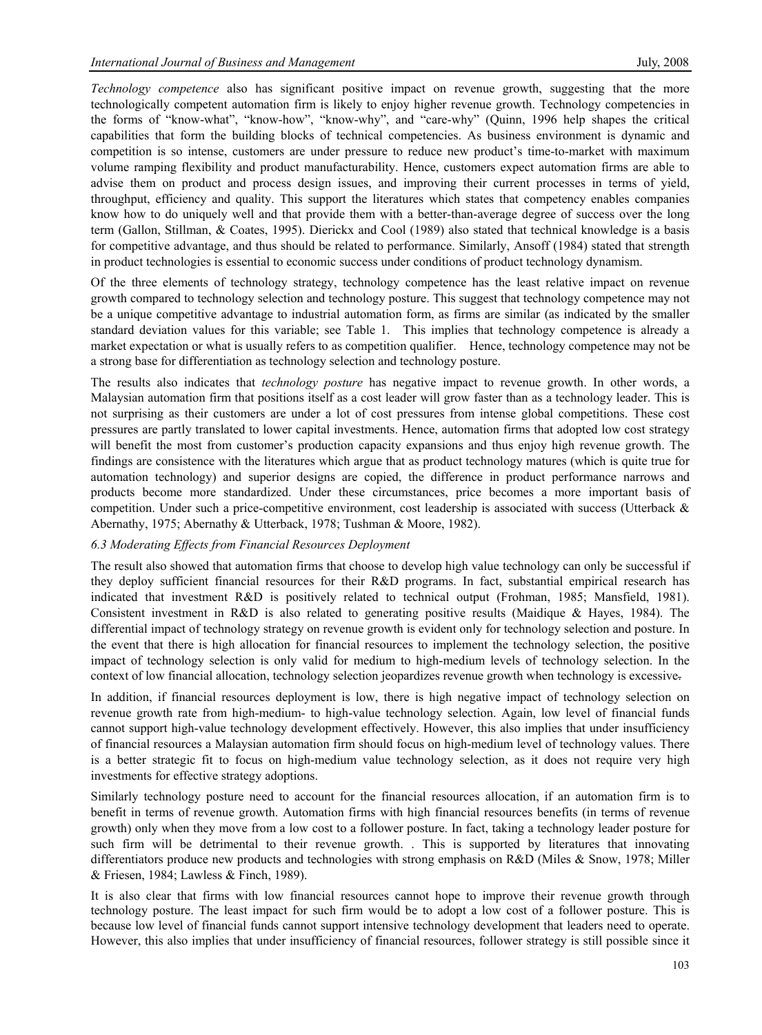*Technology competence* also has significant positive impact on revenue growth, suggesting that the more technologically competent automation firm is likely to enjoy higher revenue growth. Technology competencies in the forms of "know-what", "know-how", "know-why", and "care-why" (Quinn, 1996 help shapes the critical capabilities that form the building blocks of technical competencies. As business environment is dynamic and competition is so intense, customers are under pressure to reduce new product's time-to-market with maximum volume ramping flexibility and product manufacturability. Hence, customers expect automation firms are able to advise them on product and process design issues, and improving their current processes in terms of yield, throughput, efficiency and quality. This support the literatures which states that competency enables companies know how to do uniquely well and that provide them with a better-than-average degree of success over the long term (Gallon, Stillman, & Coates, 1995). Dierickx and Cool (1989) also stated that technical knowledge is a basis for competitive advantage, and thus should be related to performance. Similarly, Ansoff (1984) stated that strength in product technologies is essential to economic success under conditions of product technology dynamism.

Of the three elements of technology strategy, technology competence has the least relative impact on revenue growth compared to technology selection and technology posture. This suggest that technology competence may not be a unique competitive advantage to industrial automation form, as firms are similar (as indicated by the smaller standard deviation values for this variable; see Table 1. This implies that technology competence is already a market expectation or what is usually refers to as competition qualifier. Hence, technology competence may not be a strong base for differentiation as technology selection and technology posture.

The results also indicates that *technology posture* has negative impact to revenue growth. In other words, a Malaysian automation firm that positions itself as a cost leader will grow faster than as a technology leader. This is not surprising as their customers are under a lot of cost pressures from intense global competitions. These cost pressures are partly translated to lower capital investments. Hence, automation firms that adopted low cost strategy will benefit the most from customer's production capacity expansions and thus enjoy high revenue growth. The findings are consistence with the literatures which argue that as product technology matures (which is quite true for automation technology) and superior designs are copied, the difference in product performance narrows and products become more standardized. Under these circumstances, price becomes a more important basis of competition. Under such a price-competitive environment, cost leadership is associated with success (Utterback & Abernathy, 1975; Abernathy & Utterback, 1978; Tushman & Moore, 1982).

### *6.3 Moderating Effects from Financial Resources Deployment*

The result also showed that automation firms that choose to develop high value technology can only be successful if they deploy sufficient financial resources for their R&D programs. In fact, substantial empirical research has indicated that investment R&D is positively related to technical output (Frohman, 1985; Mansfield, 1981). Consistent investment in R&D is also related to generating positive results (Maidique & Hayes, 1984). The differential impact of technology strategy on revenue growth is evident only for technology selection and posture. In the event that there is high allocation for financial resources to implement the technology selection, the positive impact of technology selection is only valid for medium to high-medium levels of technology selection. In the context of low financial allocation, technology selection jeopardizes revenue growth when technology is excessive.

In addition, if financial resources deployment is low, there is high negative impact of technology selection on revenue growth rate from high-medium- to high-value technology selection. Again, low level of financial funds cannot support high-value technology development effectively. However, this also implies that under insufficiency of financial resources a Malaysian automation firm should focus on high-medium level of technology values. There is a better strategic fit to focus on high-medium value technology selection, as it does not require very high investments for effective strategy adoptions.

Similarly technology posture need to account for the financial resources allocation, if an automation firm is to benefit in terms of revenue growth. Automation firms with high financial resources benefits (in terms of revenue growth) only when they move from a low cost to a follower posture. In fact, taking a technology leader posture for such firm will be detrimental to their revenue growth. . This is supported by literatures that innovating differentiators produce new products and technologies with strong emphasis on R&D (Miles & Snow, 1978; Miller & Friesen, 1984; Lawless & Finch, 1989).

It is also clear that firms with low financial resources cannot hope to improve their revenue growth through technology posture. The least impact for such firm would be to adopt a low cost of a follower posture. This is because low level of financial funds cannot support intensive technology development that leaders need to operate. However, this also implies that under insufficiency of financial resources, follower strategy is still possible since it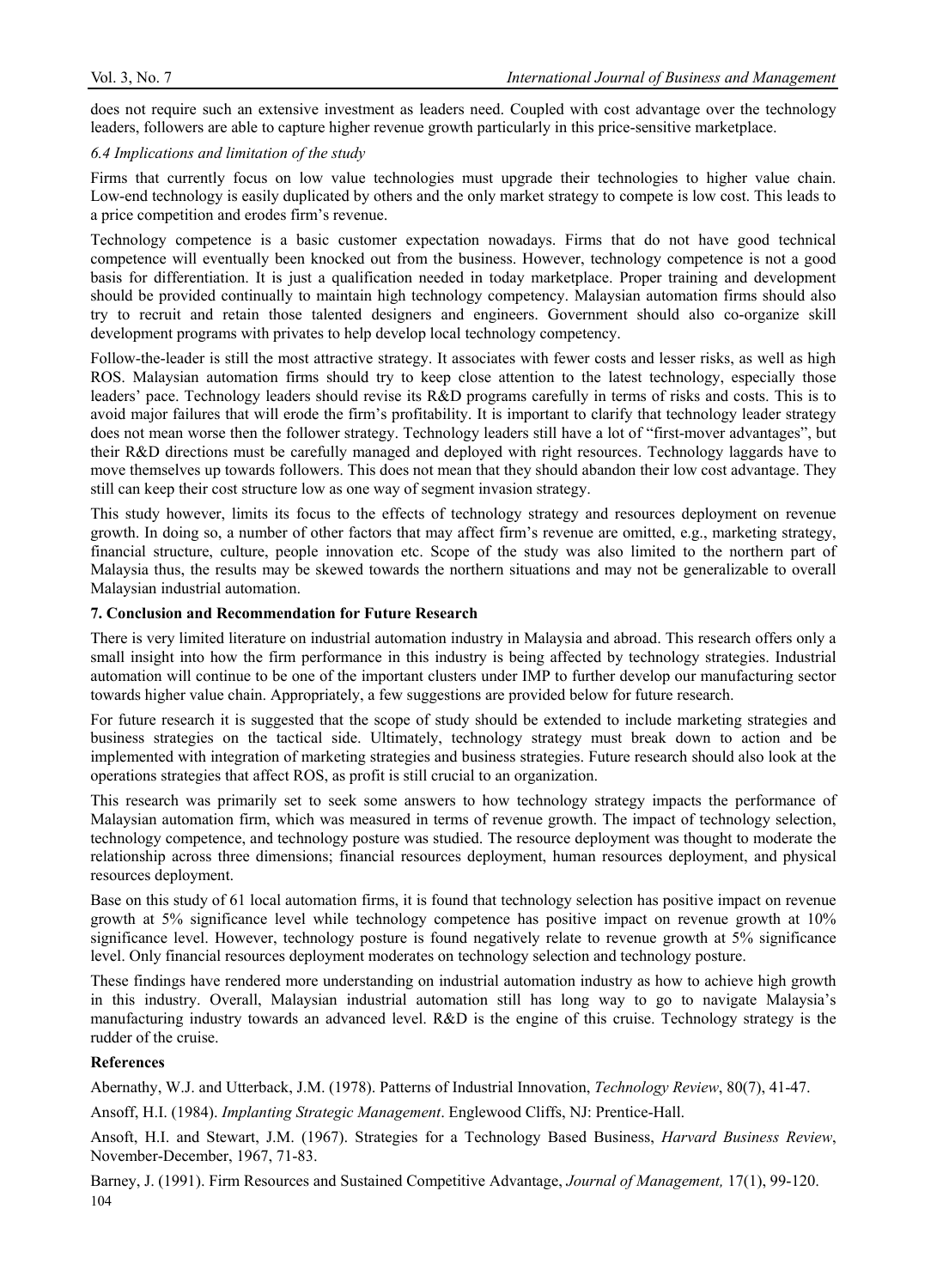does not require such an extensive investment as leaders need. Coupled with cost advantage over the technology leaders, followers are able to capture higher revenue growth particularly in this price-sensitive marketplace.

*6.4 Implications and limitation of the study*

Firms that currently focus on low value technologies must upgrade their technologies to higher value chain. Low-end technology is easily duplicated by others and the only market strategy to compete is low cost. This leads to a price competition and erodes firm's revenue.

Technology competence is a basic customer expectation nowadays. Firms that do not have good technical competence will eventually been knocked out from the business. However, technology competence is not a good basis for differentiation. It is just a qualification needed in today marketplace. Proper training and development should be provided continually to maintain high technology competency. Malaysian automation firms should also try to recruit and retain those talented designers and engineers. Government should also co-organize skill development programs with privates to help develop local technology competency.

Follow-the-leader is still the most attractive strategy. It associates with fewer costs and lesser risks, as well as high ROS. Malaysian automation firms should try to keep close attention to the latest technology, especially those leaders' pace. Technology leaders should revise its R&D programs carefully in terms of risks and costs. This is to avoid major failures that will erode the firm's profitability. It is important to clarify that technology leader strategy does not mean worse then the follower strategy. Technology leaders still have a lot of "first-mover advantages", but their R&D directions must be carefully managed and deployed with right resources. Technology laggards have to move themselves up towards followers. This does not mean that they should abandon their low cost advantage. They still can keep their cost structure low as one way of segment invasion strategy.

This study however, limits its focus to the effects of technology strategy and resources deployment on revenue growth. In doing so, a number of other factors that may affect firm's revenue are omitted, e.g., marketing strategy, financial structure, culture, people innovation etc. Scope of the study was also limited to the northern part of Malaysia thus, the results may be skewed towards the northern situations and may not be generalizable to overall Malaysian industrial automation.

## 7. Conclusion and Recommendation for Future Research

There is very limited literature on industrial automation industry in Malaysia and abroad. This research offers only a small insight into how the firm performance in this industry is being affected by technology strategies. Industrial automation will continue to be one of the important clusters under IMP to further develop our manufacturing sector towards higher value chain. Appropriately, a few suggestions are provided below for future research.

For future research it is suggested that the scope of study should be extended to include marketing strategies and business strategies on the tactical side. Ultimately, technology strategy must break down to action and be implemented with integration of marketing strategies and business strategies. Future research should also look at the operations strategies that affect ROS, as profit is still crucial to an organization.

This research was primarily set to seek some answers to how technology strategy impacts the performance of Malaysian automation firm, which was measured in terms of revenue growth. The impact of technology selection, technology competence, and technology posture was studied. The resource deployment was thought to moderate the relationship across three dimensions; financial resources deployment, human resources deployment, and physical resources deployment.

Base on this study of 61 local automation firms, it is found that technology selection has positive impact on revenue growth at 5% significance level while technology competence has positive impact on revenue growth at 10% significance level. However, technology posture is found negatively relate to revenue growth at 5% significance level. Only financial resources deployment moderates on technology selection and technology posture.

These findings have rendered more understanding on industrial automation industry as how to achieve high growth in this industry. Overall, Malaysian industrial automation still has long way to go to navigate Malaysia's manufacturing industry towards an advanced level. R&D is the engine of this cruise. Technology strategy is the rudder of the cruise.

## References

Abernathy, W.J. and Utterback, J.M. (1978). Patterns of Industrial Innovation, *Technology Review*, 80(7), 41-47.

Ansoff, H.I. (1984). *Implanting Strategic Management*. Englewood Cliffs, NJ: Prentice-Hall.

Ansoft, H.I. and Stewart, J.M. (1967). Strategies for a Technology Based Business, *Harvard Business Review*, November-December, 1967, 71-83.

Barney, J. (1991). Firm Resources and Sustained Competitive Advantage, *Journal of Management,* 17(1), 99-120.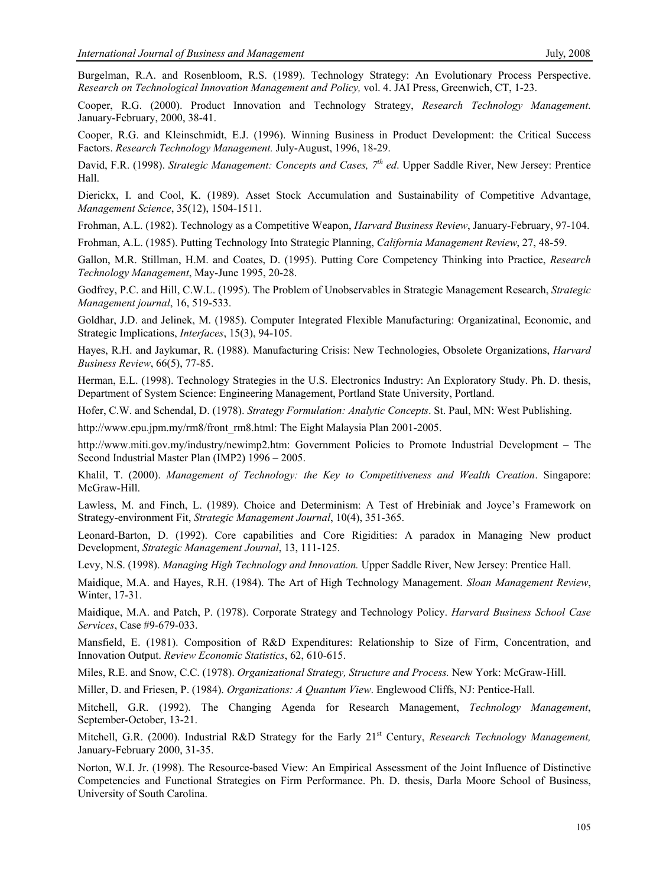Burgelman, R.A. and Rosenbloom, R.S. (1989). Technology Strategy: An Evolutionary Process Perspective. *Research on Technological Innovation Management and Policy,* vol. 4. JAI Press, Greenwich, CT, 1-23.

Cooper, R.G. (2000). Product Innovation and Technology Strategy, *Research Technology Management*. January-February, 2000, 38-41.

Cooper, R.G. and Kleinschmidt, E.J. (1996). Winning Business in Product Development: the Critical Success Factors. *Research Technology Management.* July-August, 1996, 18-29.

David, F.R. (1998). *Strategic Management: Concepts and Cases, 7th ed*. Upper Saddle River, New Jersey: Prentice Hall.

Dierickx, I. and Cool, K. (1989). Asset Stock Accumulation and Sustainability of Competitive Advantage, *Management Science*, 35(12), 1504-1511.

Frohman, A.L. (1982). Technology as a Competitive Weapon, *Harvard Business Review*, January-February, 97-104.

Frohman, A.L. (1985). Putting Technology Into Strategic Planning, *California Management Review*, 27, 48-59.

Gallon, M.R. Stillman, H.M. and Coates, D. (1995). Putting Core Competency Thinking into Practice, *Research Technology Management*, May-June 1995, 20-28.

Godfrey, P.C. and Hill, C.W.L. (1995). The Problem of Unobservables in Strategic Management Research, *Strategic Management journal*, 16, 519-533.

Goldhar, J.D. and Jelinek, M. (1985). Computer Integrated Flexible Manufacturing: Organizatinal, Economic, and Strategic Implications, *Interfaces*, 15(3), 94-105.

Hayes, R.H. and Jaykumar, R. (1988). Manufacturing Crisis: New Technologies, Obsolete Organizations, *Harvard Business Review*, 66(5), 77-85.

Herman, E.L. (1998). Technology Strategies in the U.S. Electronics Industry: An Exploratory Study. Ph. D. thesis, Department of System Science: Engineering Management, Portland State University, Portland.

Hofer, C.W. and Schendal, D. (1978). *Strategy Formulation: Analytic Concepts*. St. Paul, MN: West Publishing.

http://www.epu.jpm.my/rm8/front_rm8.html: The Eight Malaysia Plan 2001-2005.

http://www.miti.gov.my/industry/newimp2.htm: Government Policies to Promote Industrial Development – The Second Industrial Master Plan (IMP2) 1996 – 2005.

Khalil, T. (2000). *Management of Technology: the Key to Competitiveness and Wealth Creation*. Singapore: McGraw-Hill.

Lawless, M. and Finch, L. (1989). Choice and Determinism: A Test of Hrebiniak and Joyce's Framework on Strategy-environment Fit, *Strategic Management Journal*, 10(4), 351-365.

Leonard-Barton, D. (1992). Core capabilities and Core Rigidities: A paradox in Managing New product Development, *Strategic Management Journal*, 13, 111-125.

Levy, N.S. (1998). *Managing High Technology and Innovation.* Upper Saddle River, New Jersey: Prentice Hall.

Maidique, M.A. and Hayes, R.H. (1984). The Art of High Technology Management. *Sloan Management Review*, Winter, 17-31.

Maidique, M.A. and Patch, P. (1978). Corporate Strategy and Technology Policy. *Harvard Business School Case Services*, Case #9-679-033.

Mansfield, E. (1981). Composition of R&D Expenditures: Relationship to Size of Firm, Concentration, and Innovation Output. *Review Economic Statistics*, 62, 610-615.

Miles, R.E. and Snow, C.C. (1978). *Organizational Strategy, Structure and Process.* New York: McGraw-Hill.

Miller, D. and Friesen, P. (1984). *Organizations: A Quantum View*. Englewood Cliffs, NJ: Pentice-Hall.

Mitchell, G.R. (1992). The Changing Agenda for Research Management, *Technology Management*, September-October, 13-21.

Mitchell, G.R. (2000). Industrial R&D Strategy for the Early 21st Century, *Research Technology Management,* January-February 2000, 31-35.

Norton, W.I. Jr. (1998). The Resource-based View: An Empirical Assessment of the Joint Influence of Distinctive Competencies and Functional Strategies on Firm Performance. Ph. D. thesis, Darla Moore School of Business, University of South Carolina.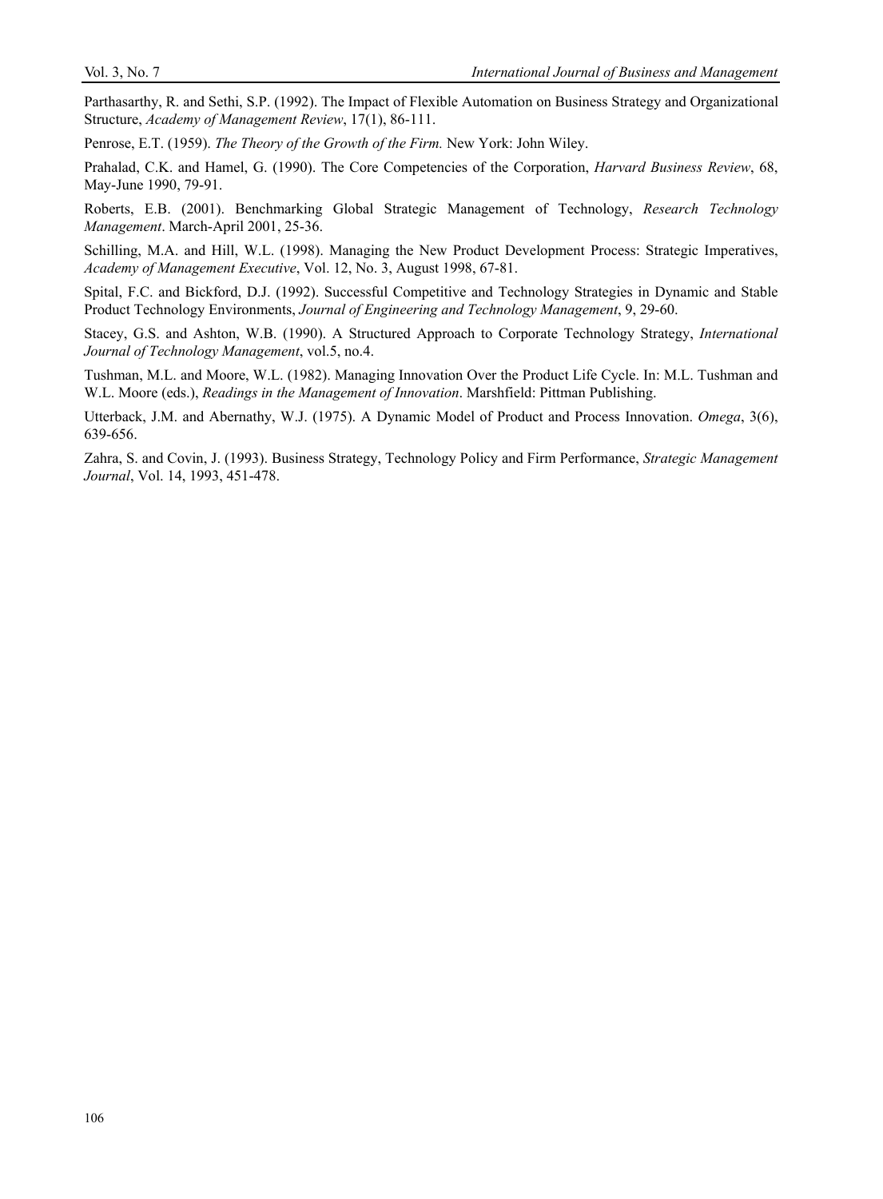Parthasarthy, R. and Sethi, S.P. (1992). The Impact of Flexible Automation on Business Strategy and Organizational Structure, *Academy of Management Review*, 17(1), 86-111.

Penrose, E.T. (1959). *The Theory of the Growth of the Firm.* New York: John Wiley.

Prahalad, C.K. and Hamel, G. (1990). The Core Competencies of the Corporation, *Harvard Business Review*, 68, May-June 1990, 79-91.

Roberts, E.B. (2001). Benchmarking Global Strategic Management of Technology, *Research Technology Management*. March-April 2001, 25-36.

Schilling, M.A. and Hill, W.L. (1998). Managing the New Product Development Process: Strategic Imperatives, *Academy of Management Executive*, Vol. 12, No. 3, August 1998, 67-81.

Spital, F.C. and Bickford, D.J. (1992). Successful Competitive and Technology Strategies in Dynamic and Stable Product Technology Environments, *Journal of Engineering and Technology Management*, 9, 29-60.

Stacey, G.S. and Ashton, W.B. (1990). A Structured Approach to Corporate Technology Strategy, *International Journal of Technology Management*, vol.5, no.4.

Tushman, M.L. and Moore, W.L. (1982). Managing Innovation Over the Product Life Cycle. In: M.L. Tushman and W.L. Moore (eds.), *Readings in the Management of Innovation*. Marshfield: Pittman Publishing.

Utterback, J.M. and Abernathy, W.J. (1975). A Dynamic Model of Product and Process Innovation. *Omega*, 3(6), 639-656.

Zahra, S. and Covin, J. (1993). Business Strategy, Technology Policy and Firm Performance, *Strategic Management Journal*, Vol. 14, 1993, 451-478.